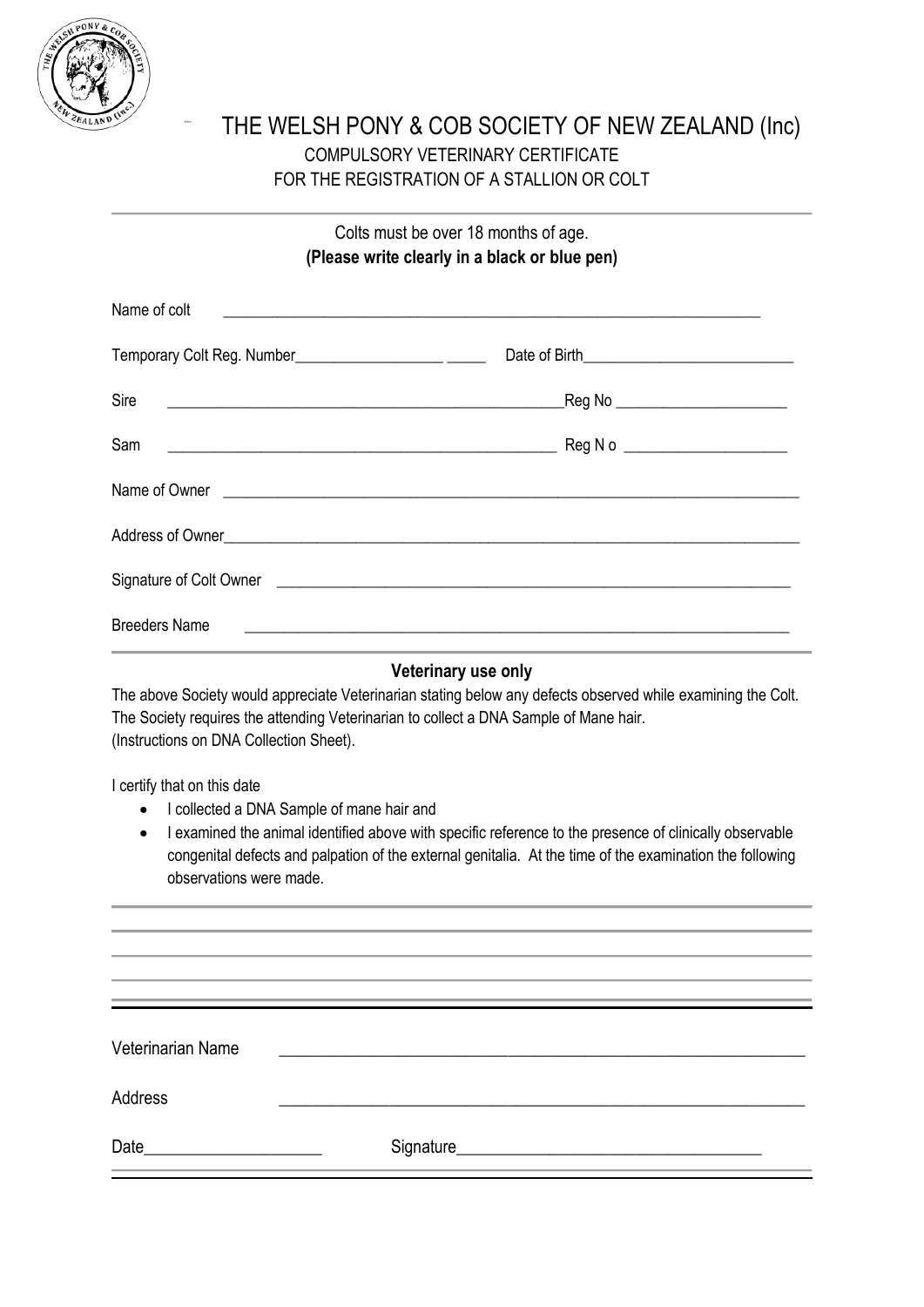# THE WELSH PONY & COB SOCIETY OF NEW ZEALAND (Inc)

## COMPULSORY VETERINARY CERTIFICATE
## FOR THE REGISTRATION OF A STALLION OR COLT

Colts must be over 18 months of age.

**(Please write clearly in a black or blue pen)**

Name of colt ______________________________________________________________________

Temporary Colt Reg. Number___________________ _____ Date of Birth__________________________

Sire ________________________________________________Reg No _____________________

Sam ________________________________________________ Reg N o ____________________

Name of Owner ________________________________________________________________________

Address of Owner______________________________________________________________________

Signature of Colt Owner _______________________________________________________________

Breeders Name ______________________________________________________________________

### Veterinary use only

The above Society would appreciate Veterinarian stating below any defects observed while examining the Colt. The Society requires the attending Veterinarian to collect a DNA Sample of Mane hair. (Instructions on DNA Collection Sheet).

I certify that on this date

- I collected a DNA Sample of mane hair and
- I examined the animal identified above with specific reference to the presence of clinically observable congenital defects and palpation of the external genitalia. At the time of the examination the following observations were made.

______________________________________________________________________________________

______________________________________________________________________________________

______________________________________________________________________________________

______________________________________________________________________________________

Veterinarian Name ____________________________________________________________

Address ____________________________________________________________

Date____________________ Signature__________________________________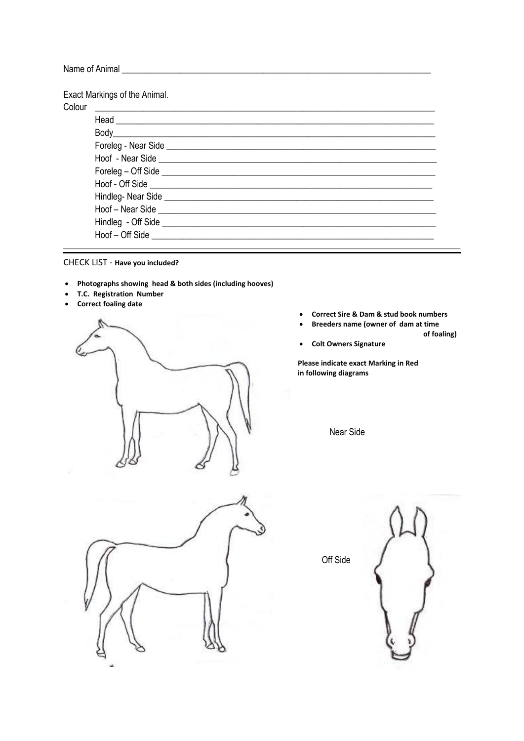Name of Animal ______________________________________________________________________

Exact Markings of the Animal.

Colour ______________________________________________________________________

Head ______________________________________________________________________

Body______________________________________________________________________

Foreleg - Near Side ____________________________________________________________

Hoof - Near Side ______________________________________________________________

Foreleg – Off Side _____________________________________________________________

Hoof - Off Side _______________________________________________________________

Hindleg- Near Side ____________________________________________________________

Hoof – Near Side ______________________________________________________________

Hindleg - Off Side _____________________________________________________________

Hoof – Off Side _______________________________________________________________

---

CHECK LIST - **Have you included?**

- **Photographs showing head & both sides (including hooves)**
- **T.C. Registration Number**
- **Correct foaling date**
- **Correct Sire & Dam & stud book numbers**
- **Breeders name (owner of dam at time of foaling)**
- **Colt Owners Signature**

**Please indicate exact Marking in Red in following diagrams**

Near Side

Off Side